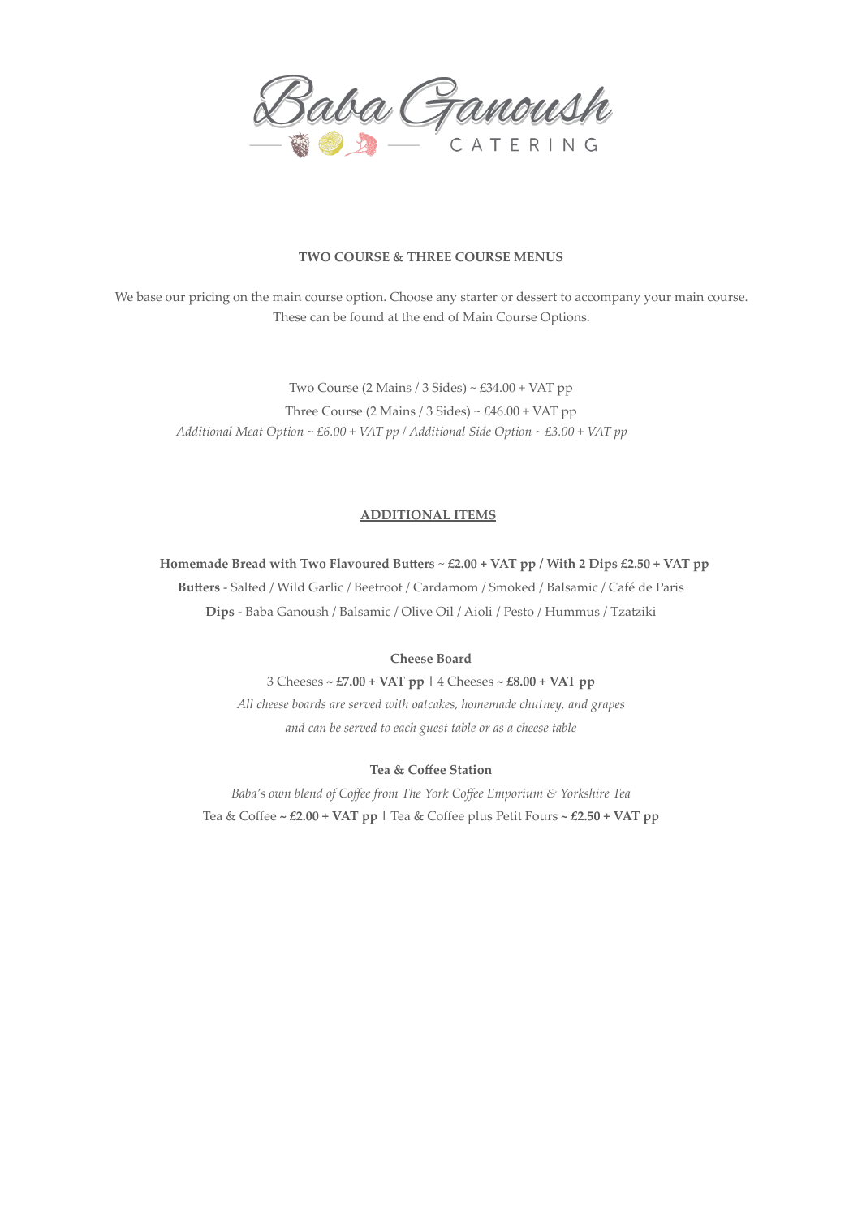# Baba Ganoush

CATERING

**TWO COURSE & THREE COURSE MENUS**

We base our pricing on the main course option. Choose any starter or dessert to accompany your main course. These can be found at the end of Main Course Options.

Two Course (2 Mains / 3 Sides) ~ £34.00 + VAT pp

Three Course (2 Mains / 3 Sides) ~ £46.00 + VAT pp

*Additional Meat Option ~ £6.00 + VAT pp / Additional Side Option ~ £3.00 + VAT pp*

**ADDITIONAL ITEMS**

**Homemade Bread with Two Flavoured Butters** ~ **£2.00 + VAT pp / With 2 Dips £2.50 + VAT pp**

**Butters** - Salted / Wild Garlic / Beetroot / Cardamom / Smoked / Balsamic / Café de Paris

**Dips** - Baba Ganoush / Balsamic / Olive Oil / Aioli / Pesto / Hummus / Tzatziki

**Cheese Board**

3 Cheeses **~ £7.00 + VAT pp** | 4 Cheeses **~ £8.00 + VAT pp**

*All cheese boards are served with oatcakes, homemade chutney, and grapes and can be served to each guest table or as a cheese table*

**Tea & Coffee Station**

*Baba's own blend of Coffee from The York Coffee Emporium & Yorkshire Tea*

Tea & Coffee **~ £2.00 + VAT pp** | Tea & Coffee plus Petit Fours **~ £2.50 + VAT pp**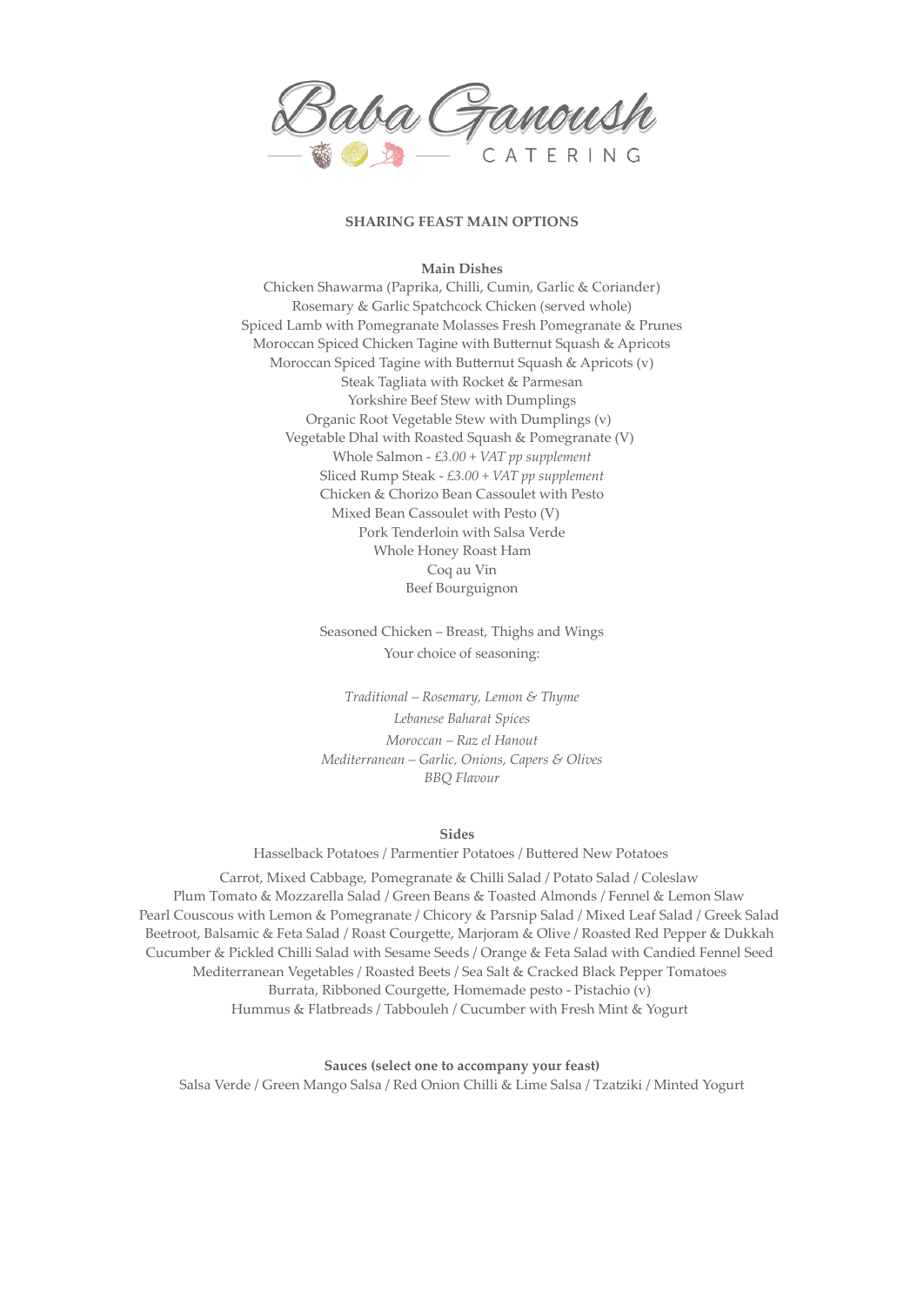# Baba Ganoush

CATERING

## SHARING FEAST MAIN OPTIONS

### Main Dishes

Chicken Shawarma (Paprika, Chilli, Cumin, Garlic & Coriander)
Rosemary & Garlic Spatchcock Chicken (served whole)
Spiced Lamb with Pomegranate Molasses Fresh Pomegranate & Prunes
Moroccan Spiced Chicken Tagine with Butternut Squash & Apricots
Moroccan Spiced Tagine with Butternut Squash & Apricots (v)
Steak Tagliata with Rocket & Parmesan
Yorkshire Beef Stew with Dumplings
Organic Root Vegetable Stew with Dumplings (v)
Vegetable Dhal with Roasted Squash & Pomegranate (V)
Whole Salmon - *£3.00 + VAT pp supplement*
Sliced Rump Steak - *£3.00 + VAT pp supplement*
Chicken & Chorizo Bean Cassoulet with Pesto
Mixed Bean Cassoulet with Pesto (V)
Pork Tenderloin with Salsa Verde
Whole Honey Roast Ham
Coq au Vin
Beef Bourguignon

Seasoned Chicken – Breast, Thighs and Wings
Your choice of seasoning:

*Traditional – Rosemary, Lemon & Thyme*
*Lebanese Baharat Spices*
*Moroccan – Raz el Hanout*
*Mediterranean – Garlic, Onions, Capers & Olives*
*BBQ Flavour*

### Sides

Hasselback Potatoes / Parmentier Potatoes / Buttered New Potatoes

Carrot, Mixed Cabbage, Pomegranate & Chilli Salad / Potato Salad / Coleslaw
Plum Tomato & Mozzarella Salad / Green Beans & Toasted Almonds / Fennel & Lemon Slaw
Pearl Couscous with Lemon & Pomegranate / Chicory & Parsnip Salad / Mixed Leaf Salad / Greek Salad
Beetroot, Balsamic & Feta Salad / Roast Courgette, Marjoram & Olive / Roasted Red Pepper & Dukkah
Cucumber & Pickled Chilli Salad with Sesame Seeds / Orange & Feta Salad with Candied Fennel Seed
Mediterranean Vegetables / Roasted Beets / Sea Salt & Cracked Black Pepper Tomatoes
Burrata, Ribboned Courgette, Homemade pesto - Pistachio (v)
Hummus & Flatbreads / Tabbouleh / Cucumber with Fresh Mint & Yogurt

### Sauces (select one to accompany your feast)

Salsa Verde / Green Mango Salsa / Red Onion Chilli & Lime Salsa / Tzatziki / Minted Yogurt